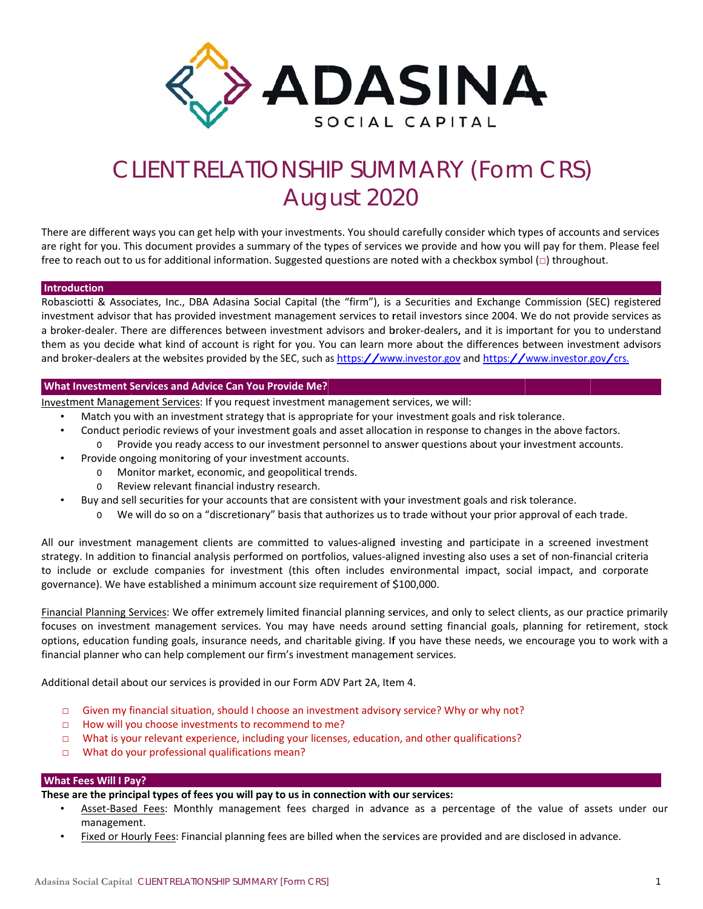# ADASINA SOCIAL CAPITAL

# CLIENT RELATIONSHIP SUMMARY (Form CRS)
# August 2020

There are different ways you can get help with your investments. You should carefully consider which types of accounts and services are right for you. This document provides a summary of the types of services we provide and how you will pay for them. Please feel free to reach out to us for additional information. Suggested questions are noted with a checkbox symbol (□) throughout.

## Introduction

Robasciotti & Associates, Inc., DBA Adasina Social Capital (the "firm"), is a Securities and Exchange Commission (SEC) registered investment advisor that has provided investment management services to retail investors since 2004. We do not provide services as a broker-dealer. There are differences between investment advisors and broker-dealers, and it is important for you to understand them as you decide what kind of account is right for you. You can learn more about the differences between investment advisors and broker-dealers at the websites provided by the SEC, such as https://www.investor.gov and https://www.investor.gov/crs.

## What Investment Services and Advice Can You Provide Me?

Investment Management Services: If you request investment management services, we will:

- Match you with an investment strategy that is appropriate for your investment goals and risk tolerance.
- Conduct periodic reviews of your investment goals and asset allocation in response to changes in the above factors.
  - Provide you ready access to our investment personnel to answer questions about your investment accounts.
- Provide ongoing monitoring of your investment accounts.
  - Monitor market, economic, and geopolitical trends.
  - Review relevant financial industry research.
- Buy and sell securities for your accounts that are consistent with your investment goals and risk tolerance.
  - We will do so on a "discretionary" basis that authorizes us to trade without your prior approval of each trade.

All our investment management clients are committed to values-aligned investing and participate in a screened investment strategy. In addition to financial analysis performed on portfolios, values-aligned investing also uses a set of non-financial criteria to include or exclude companies for investment (this often includes environmental impact, social impact, and corporate governance). We have established a minimum account size requirement of $100,000.

Financial Planning Services: We offer extremely limited financial planning services, and only to select clients, as our practice primarily focuses on investment management services. You may have needs around setting financial goals, planning for retirement, stock options, education funding goals, insurance needs, and charitable giving. If you have these needs, we encourage you to work with a financial planner who can help complement our firm's investment management services.

Additional detail about our services is provided in our Form ADV Part 2A, Item 4.

- □ Given my financial situation, should I choose an investment advisory service? Why or why not?
- □ How will you choose investments to recommend to me?
- □ What is your relevant experience, including your licenses, education, and other qualifications?
- □ What do your professional qualifications mean?

## What Fees Will I Pay?

**These are the principal types of fees you will pay to us in connection with our services:**

- Asset-Based Fees: Monthly management fees charged in advance as a percentage of the value of assets under our management.
- Fixed or Hourly Fees: Financial planning fees are billed when the services are provided and are disclosed in advance.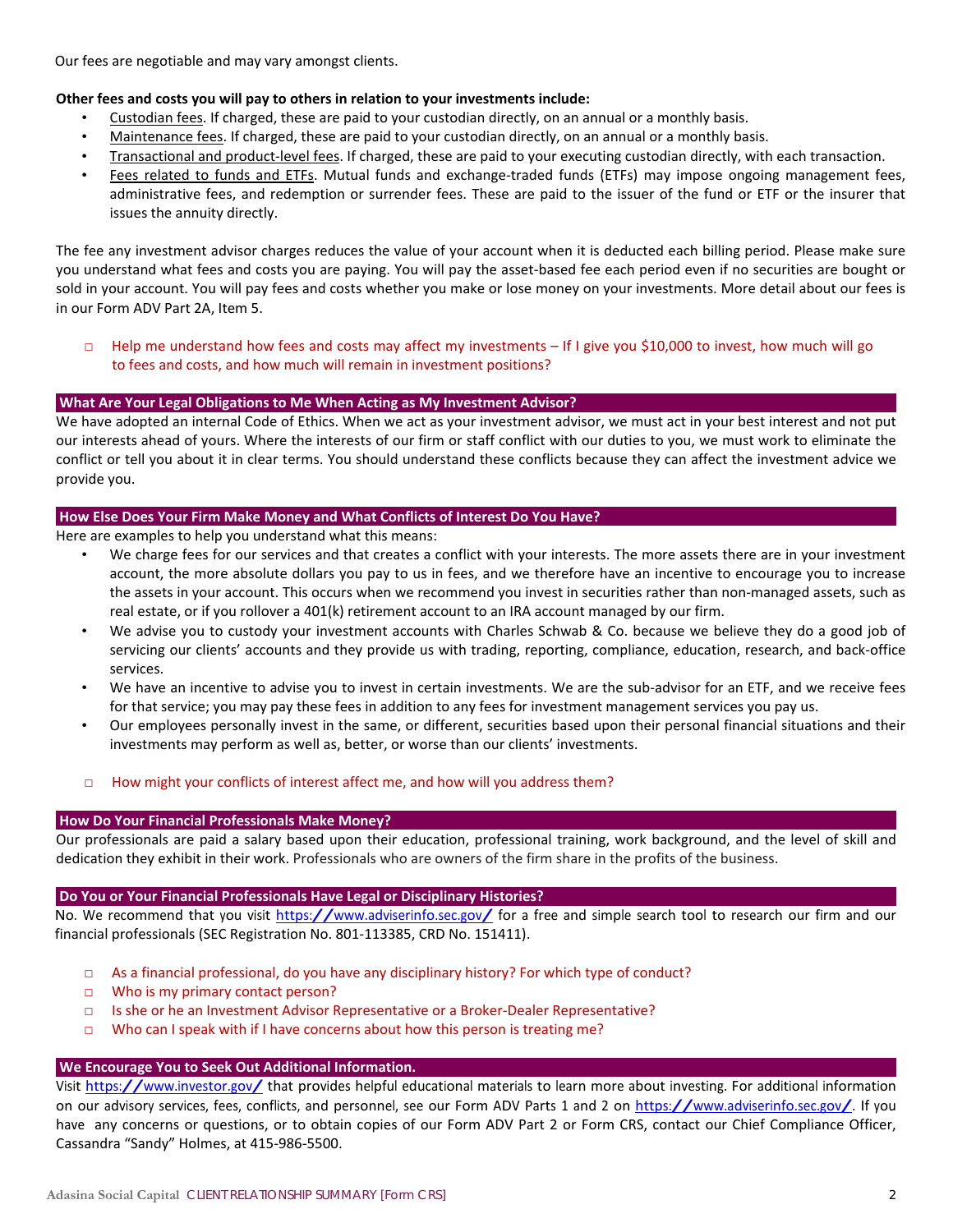Our fees are negotiable and may vary amongst clients.

**Other fees and costs you will pay to others in relation to your investments include:**

- Custodian fees. If charged, these are paid to your custodian directly, on an annual or a monthly basis.
- Maintenance fees. If charged, these are paid to your custodian directly, on an annual or a monthly basis.
- Transactional and product-level fees. If charged, these are paid to your executing custodian directly, with each transaction.
- Fees related to funds and ETFs. Mutual funds and exchange-traded funds (ETFs) may impose ongoing management fees, administrative fees, and redemption or surrender fees. These are paid to the issuer of the fund or ETF or the insurer that issues the annuity directly.

The fee any investment advisor charges reduces the value of your account when it is deducted each billing period. Please make sure you understand what fees and costs you are paying. You will pay the asset-based fee each period even if no securities are bought or sold in your account. You will pay fees and costs whether you make or lose money on your investments. More detail about our fees is in our Form ADV Part 2A, Item 5.

- □ Help me understand how fees and costs may affect my investments – If I give you $10,000 to invest, how much will go to fees and costs, and how much will remain in investment positions?

## What Are Your Legal Obligations to Me When Acting as My Investment Advisor?

We have adopted an internal Code of Ethics. When we act as your investment advisor, we must act in your best interest and not put our interests ahead of yours. Where the interests of our firm or staff conflict with our duties to you, we must work to eliminate the conflict or tell you about it in clear terms. You should understand these conflicts because they can affect the investment advice we provide you.

## How Else Does Your Firm Make Money and What Conflicts of Interest Do You Have?

Here are examples to help you understand what this means:

- We charge fees for our services and that creates a conflict with your interests. The more assets there are in your investment account, the more absolute dollars you pay to us in fees, and we therefore have an incentive to encourage you to increase the assets in your account. This occurs when we recommend you invest in securities rather than non-managed assets, such as real estate, or if you rollover a 401(k) retirement account to an IRA account managed by our firm.
- We advise you to custody your investment accounts with Charles Schwab & Co. because we believe they do a good job of servicing our clients' accounts and they provide us with trading, reporting, compliance, education, research, and back-office services.
- We have an incentive to advise you to invest in certain investments. We are the sub-advisor for an ETF, and we receive fees for that service; you may pay these fees in addition to any fees for investment management services you pay us.
- Our employees personally invest in the same, or different, securities based upon their personal financial situations and their investments may perform as well as, better, or worse than our clients' investments.

- □ How might your conflicts of interest affect me, and how will you address them?

## How Do Your Financial Professionals Make Money?

Our professionals are paid a salary based upon their education, professional training, work background, and the level of skill and dedication they exhibit in their work. Professionals who are owners of the firm share in the profits of the business.

## Do You or Your Financial Professionals Have Legal or Disciplinary Histories?

No. We recommend that you visit https://www.adviserinfo.sec.gov/ for a free and simple search tool to research our firm and our financial professionals (SEC Registration No. 801-113385, CRD No. 151411).

- □ As a financial professional, do you have any disciplinary history? For which type of conduct?
- □ Who is my primary contact person?
- □ Is she or he an Investment Advisor Representative or a Broker-Dealer Representative?
- □ Who can I speak with if I have concerns about how this person is treating me?

## We Encourage You to Seek Out Additional Information.

Visit https://www.investor.gov/ that provides helpful educational materials to learn more about investing. For additional information on our advisory services, fees, conflicts, and personnel, see our Form ADV Parts 1 and 2 on https://www.adviserinfo.sec.gov/. If you have any concerns or questions, or to obtain copies of our Form ADV Part 2 or Form CRS, contact our Chief Compliance Officer, Cassandra "Sandy" Holmes, at 415-986-5500.